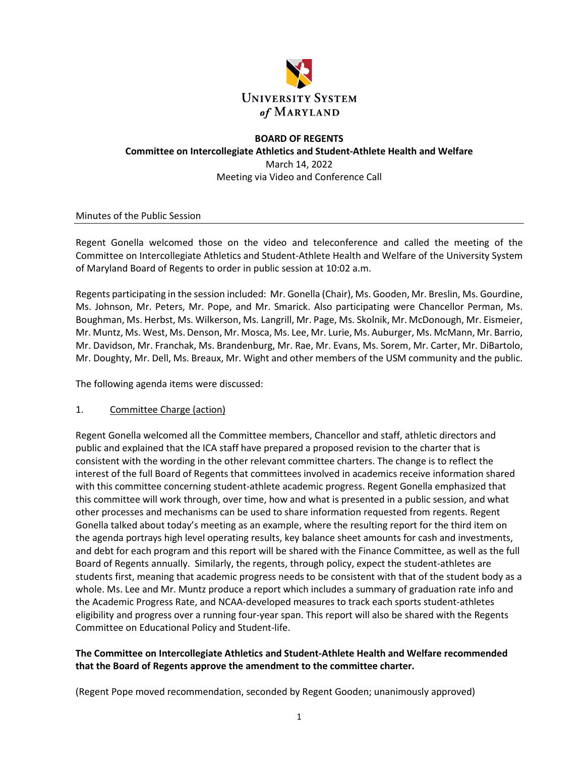**UNIVERSITY SYSTEM of MARYLAND**

**BOARD OF REGENTS**
**Committee on Intercollegiate Athletics and Student-Athlete Health and Welfare**
March 14, 2022
Meeting via Video and Conference Call

Minutes of the Public Session

Regent Gonella welcomed those on the video and teleconference and called the meeting of the Committee on Intercollegiate Athletics and Student-Athlete Health and Welfare of the University System of Maryland Board of Regents to order in public session at 10:02 a.m.

Regents participating in the session included: Mr. Gonella (Chair), Ms. Gooden, Mr. Breslin, Ms. Gourdine, Ms. Johnson, Mr. Peters, Mr. Pope, and Mr. Smarick. Also participating were Chancellor Perman, Ms. Boughman, Ms. Herbst, Ms. Wilkerson, Ms. Langrill, Mr. Page, Ms. Skolnik, Mr. McDonough, Mr. Eismeier, Mr. Muntz, Ms. West, Ms. Denson, Mr. Mosca, Ms. Lee, Mr. Lurie, Ms. Auburger, Ms. McMann, Mr. Barrio, Mr. Davidson, Mr. Franchak, Ms. Brandenburg, Mr. Rae, Mr. Evans, Ms. Sorem, Mr. Carter, Mr. DiBartolo, Mr. Doughty, Mr. Dell, Ms. Breaux, Mr. Wight and other members of the USM community and the public.

The following agenda items were discussed:

1. Committee Charge (action)

Regent Gonella welcomed all the Committee members, Chancellor and staff, athletic directors and public and explained that the ICA staff have prepared a proposed revision to the charter that is consistent with the wording in the other relevant committee charters. The change is to reflect the interest of the full Board of Regents that committees involved in academics receive information shared with this committee concerning student-athlete academic progress. Regent Gonella emphasized that this committee will work through, over time, how and what is presented in a public session, and what other processes and mechanisms can be used to share information requested from regents. Regent Gonella talked about today's meeting as an example, where the resulting report for the third item on the agenda portrays high level operating results, key balance sheet amounts for cash and investments, and debt for each program and this report will be shared with the Finance Committee, as well as the full Board of Regents annually. Similarly, the regents, through policy, expect the student-athletes are students first, meaning that academic progress needs to be consistent with that of the student body as a whole. Ms. Lee and Mr. Muntz produce a report which includes a summary of graduation rate info and the Academic Progress Rate, and NCAA-developed measures to track each sports student-athletes eligibility and progress over a running four-year span. This report will also be shared with the Regents Committee on Educational Policy and Student-life.

**The Committee on Intercollegiate Athletics and Student-Athlete Health and Welfare recommended that the Board of Regents approve the amendment to the committee charter.**

(Regent Pope moved recommendation, seconded by Regent Gooden; unanimously approved)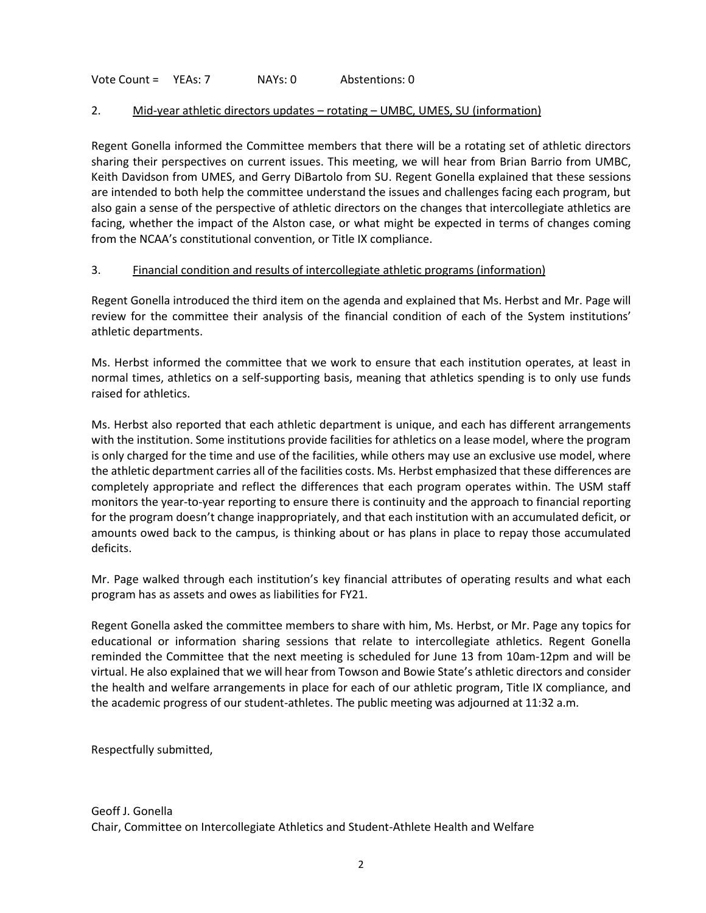Vote Count = YEAs: 7 NAYs: 0 Abstentions: 0

2. <u>Mid-year athletic directors updates – rotating – UMBC, UMES, SU (information)</u>

Regent Gonella informed the Committee members that there will be a rotating set of athletic directors sharing their perspectives on current issues. This meeting, we will hear from Brian Barrio from UMBC, Keith Davidson from UMES, and Gerry DiBartolo from SU. Regent Gonella explained that these sessions are intended to both help the committee understand the issues and challenges facing each program, but also gain a sense of the perspective of athletic directors on the changes that intercollegiate athletics are facing, whether the impact of the Alston case, or what might be expected in terms of changes coming from the NCAA's constitutional convention, or Title IX compliance.

3. <u>Financial condition and results of intercollegiate athletic programs (information)</u>

Regent Gonella introduced the third item on the agenda and explained that Ms. Herbst and Mr. Page will review for the committee their analysis of the financial condition of each of the System institutions' athletic departments.

Ms. Herbst informed the committee that we work to ensure that each institution operates, at least in normal times, athletics on a self-supporting basis, meaning that athletics spending is to only use funds raised for athletics.

Ms. Herbst also reported that each athletic department is unique, and each has different arrangements with the institution. Some institutions provide facilities for athletics on a lease model, where the program is only charged for the time and use of the facilities, while others may use an exclusive use model, where the athletic department carries all of the facilities costs. Ms. Herbst emphasized that these differences are completely appropriate and reflect the differences that each program operates within. The USM staff monitors the year-to-year reporting to ensure there is continuity and the approach to financial reporting for the program doesn't change inappropriately, and that each institution with an accumulated deficit, or amounts owed back to the campus, is thinking about or has plans in place to repay those accumulated deficits.

Mr. Page walked through each institution's key financial attributes of operating results and what each program has as assets and owes as liabilities for FY21.

Regent Gonella asked the committee members to share with him, Ms. Herbst, or Mr. Page any topics for educational or information sharing sessions that relate to intercollegiate athletics. Regent Gonella reminded the Committee that the next meeting is scheduled for June 13 from 10am-12pm and will be virtual. He also explained that we will hear from Towson and Bowie State's athletic directors and consider the health and welfare arrangements in place for each of our athletic program, Title IX compliance, and the academic progress of our student-athletes. The public meeting was adjourned at 11:32 a.m.

Respectfully submitted,

Geoff J. Gonella
Chair, Committee on Intercollegiate Athletics and Student-Athlete Health and Welfare